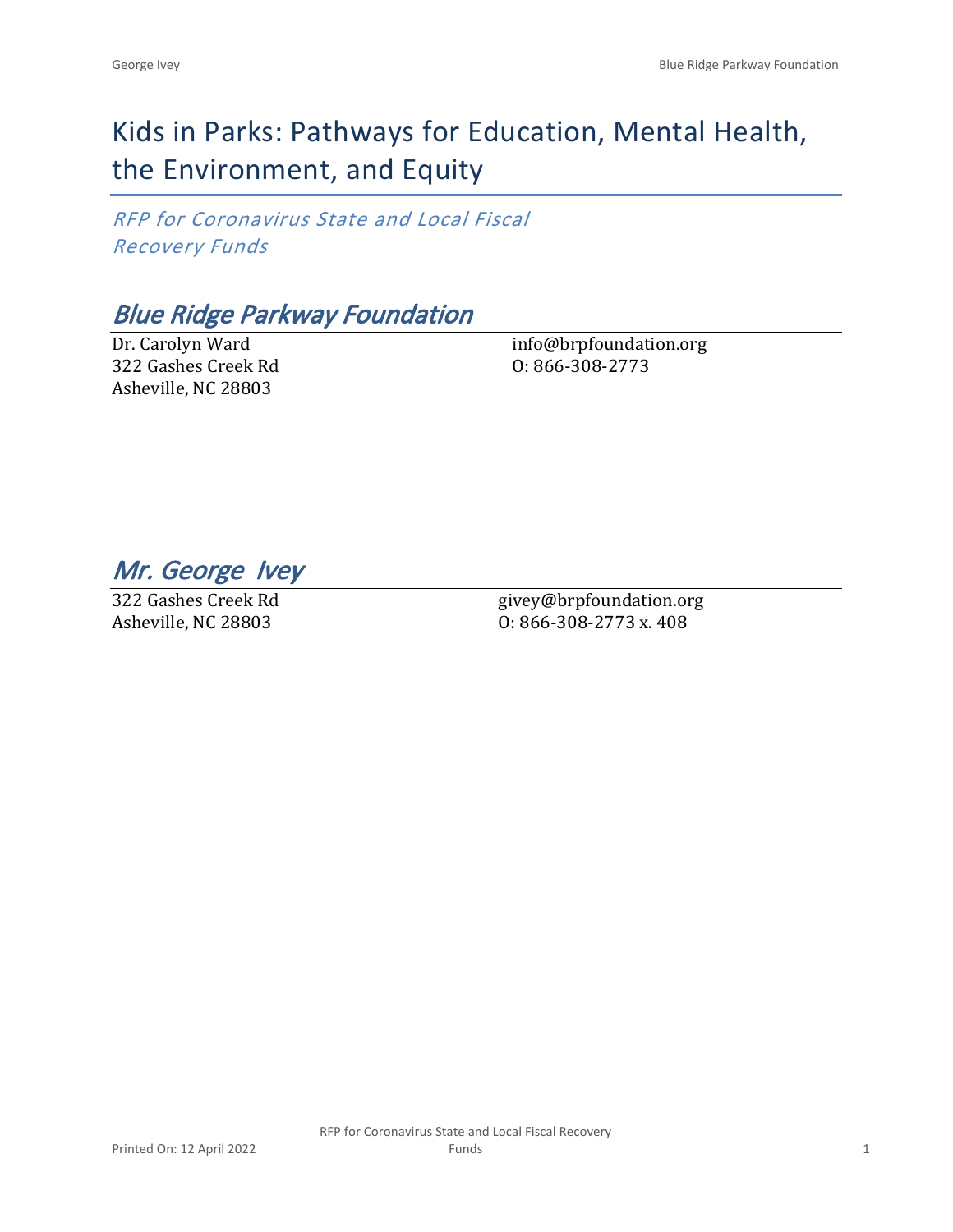# Kids in Parks: Pathways for Education, Mental Health, the Environment, and Equity

*RFP for Coronavirus State and Local Fiscal Recovery Funds*

## *Blue Ridge Parkway Foundation*

Dr. Carolyn Ward
322 Gashes Creek Rd
Asheville, NC 28803

info@brpfoundation.org
O: 866-308-2773

## *Mr. George Ivey*

322 Gashes Creek Rd
Asheville, NC 28803

givey@brpfoundation.org
O: 866-308-2773 x. 408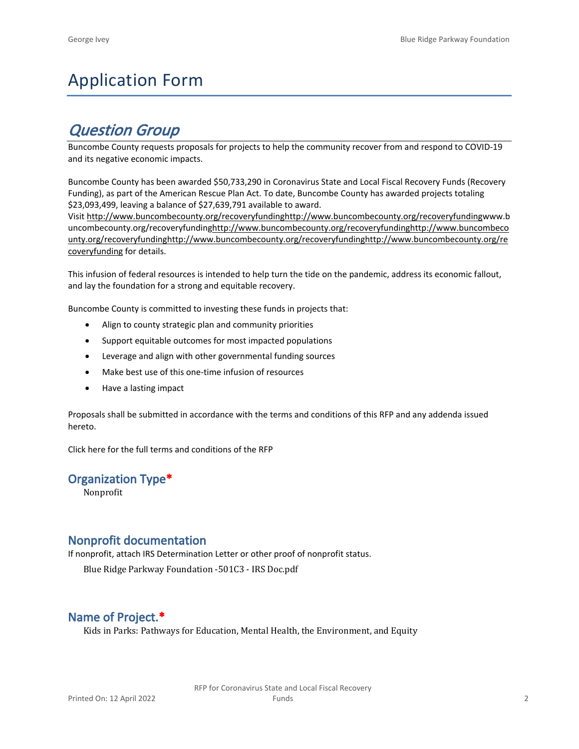# Application Form

## *Question Group*

Buncombe County requests proposals for projects to help the community recover from and respond to COVID-19 and its negative economic impacts.

Buncombe County has been awarded $50,733,290 in Coronavirus State and Local Fiscal Recovery Funds (Recovery Funding), as part of the American Rescue Plan Act. To date, Buncombe County has awarded projects totaling $23,093,499, leaving a balance of $27,639,791 available to award.
Visit http://www.buncombecounty.org/recoveryfundinghttp://www.buncombecounty.org/recoveryfundingwww.buncombecounty.org/recoveryfundinghttp://www.buncombecounty.org/recoveryfundinghttp://www.buncombecounty.org/recoveryfundinghttp://www.buncombecounty.org/recoveryfundinghttp://www.buncombecounty.org/recoveryfunding for details.

This infusion of federal resources is intended to help turn the tide on the pandemic, address its economic fallout, and lay the foundation for a strong and equitable recovery.

Buncombe County is committed to investing these funds in projects that:

- Align to county strategic plan and community priorities
- Support equitable outcomes for most impacted populations
- Leverage and align with other governmental funding sources
- Make best use of this one-time infusion of resources
- Have a lasting impact

Proposals shall be submitted in accordance with the terms and conditions of this RFP and any addenda issued hereto.

Click here for the full terms and conditions of the RFP

### Organization Type*

Nonprofit

### Nonprofit documentation

If nonprofit, attach IRS Determination Letter or other proof of nonprofit status.

Blue Ridge Parkway Foundation -501C3 - IRS Doc.pdf

### Name of Project.*

Kids in Parks: Pathways for Education, Mental Health, the Environment, and Equity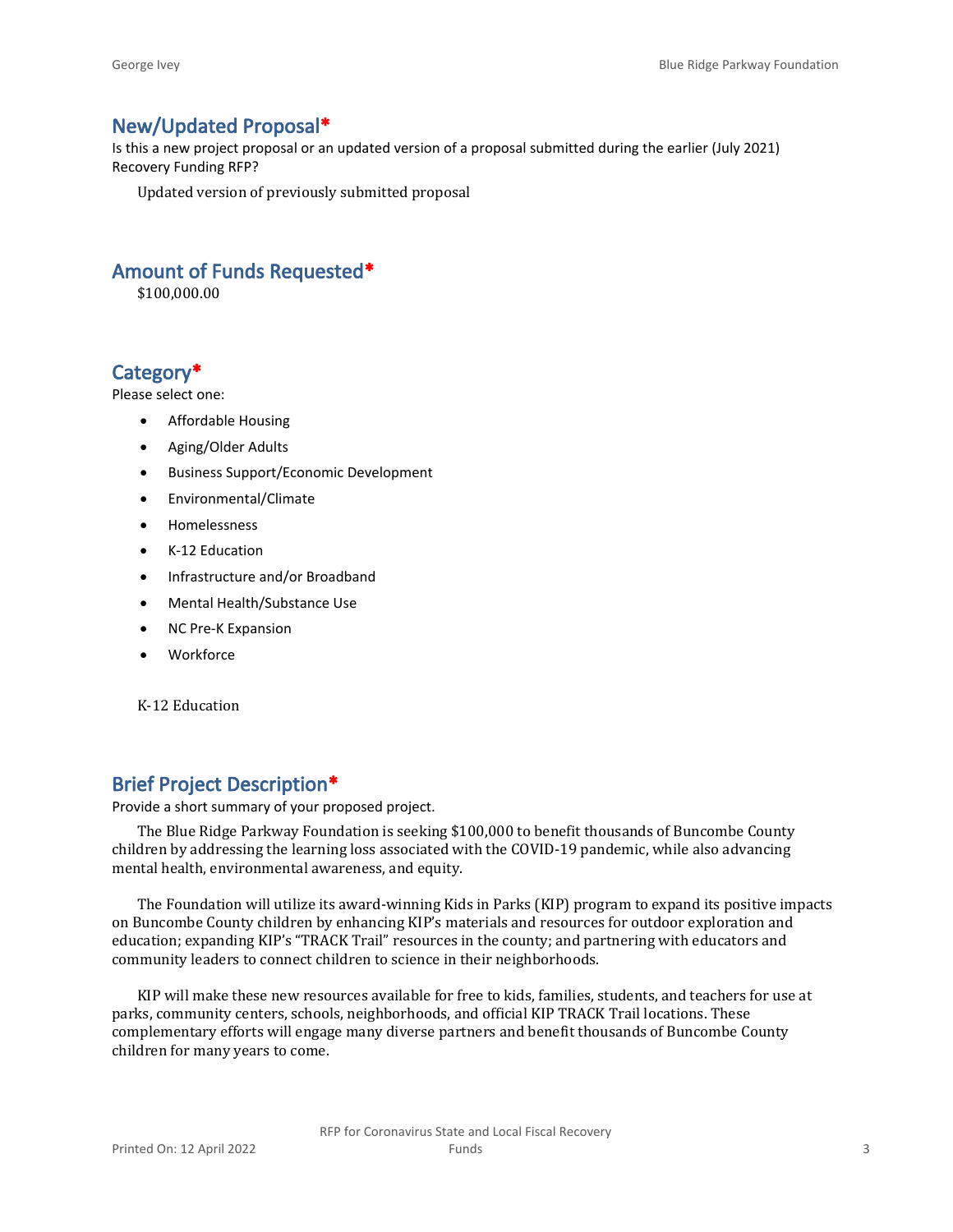## New/Updated Proposal*

Is this a new project proposal or an updated version of a proposal submitted during the earlier (July 2021) Recovery Funding RFP?

Updated version of previously submitted proposal

## Amount of Funds Requested*

$100,000.00

## Category*

Please select one:

- Affordable Housing
- Aging/Older Adults
- Business Support/Economic Development
- Environmental/Climate
- Homelessness
- K-12 Education
- Infrastructure and/or Broadband
- Mental Health/Substance Use
- NC Pre-K Expansion
- Workforce

K-12 Education

## Brief Project Description*

Provide a short summary of your proposed project.

The Blue Ridge Parkway Foundation is seeking $100,000 to benefit thousands of Buncombe County children by addressing the learning loss associated with the COVID-19 pandemic, while also advancing mental health, environmental awareness, and equity.

The Foundation will utilize its award-winning Kids in Parks (KIP) program to expand its positive impacts on Buncombe County children by enhancing KIP's materials and resources for outdoor exploration and education; expanding KIP's "TRACK Trail" resources in the county; and partnering with educators and community leaders to connect children to science in their neighborhoods.

KIP will make these new resources available for free to kids, families, students, and teachers for use at parks, community centers, schools, neighborhoods, and official KIP TRACK Trail locations. These complementary efforts will engage many diverse partners and benefit thousands of Buncombe County children for many years to come.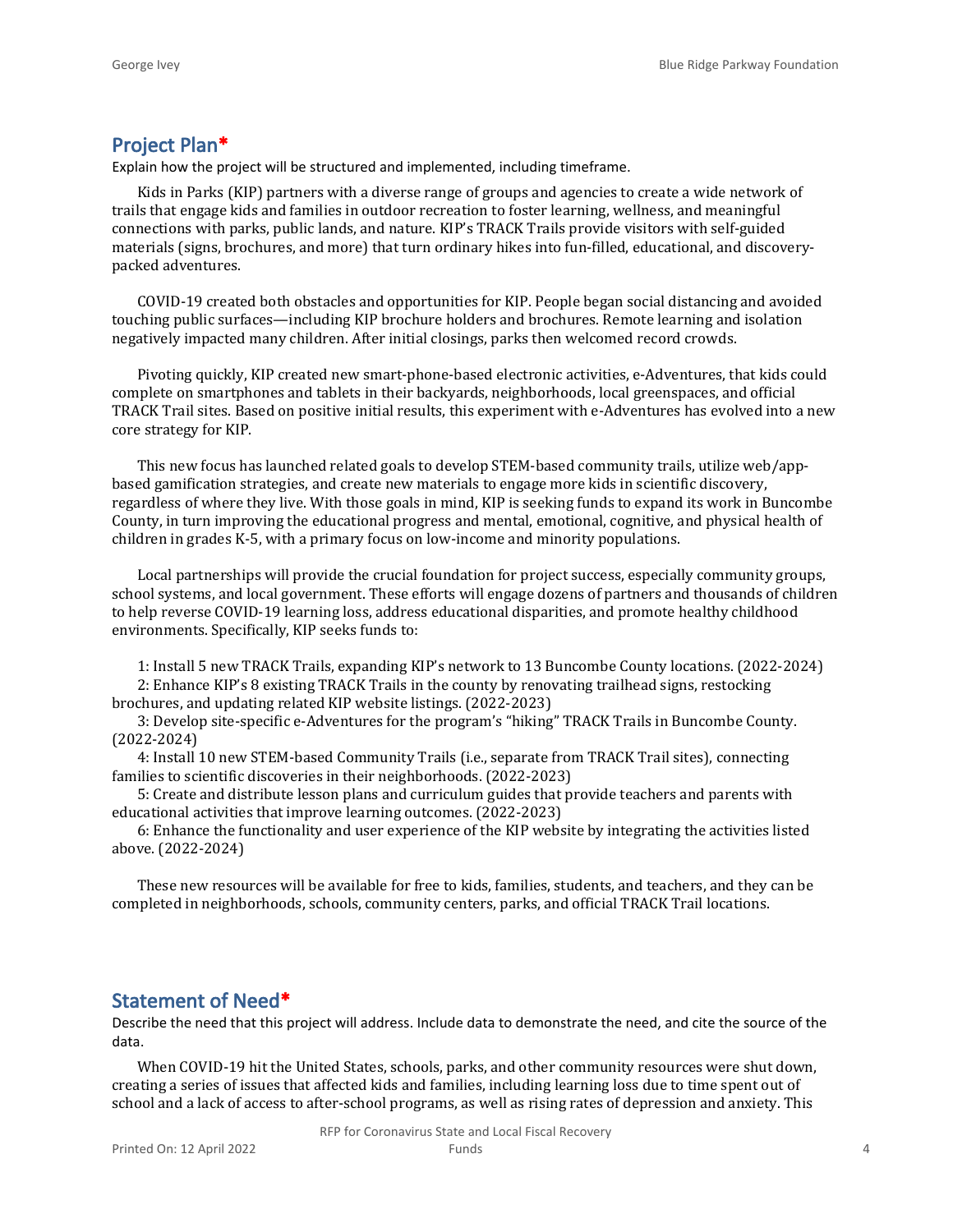## Project Plan*

Explain how the project will be structured and implemented, including timeframe.

Kids in Parks (KIP) partners with a diverse range of groups and agencies to create a wide network of trails that engage kids and families in outdoor recreation to foster learning, wellness, and meaningful connections with parks, public lands, and nature. KIP's TRACK Trails provide visitors with self-guided materials (signs, brochures, and more) that turn ordinary hikes into fun-filled, educational, and discovery-packed adventures.

COVID-19 created both obstacles and opportunities for KIP. People began social distancing and avoided touching public surfaces—including KIP brochure holders and brochures. Remote learning and isolation negatively impacted many children. After initial closings, parks then welcomed record crowds.

Pivoting quickly, KIP created new smart-phone-based electronic activities, e-Adventures, that kids could complete on smartphones and tablets in their backyards, neighborhoods, local greenspaces, and official TRACK Trail sites. Based on positive initial results, this experiment with e-Adventures has evolved into a new core strategy for KIP.

This new focus has launched related goals to develop STEM-based community trails, utilize web/app-based gamification strategies, and create new materials to engage more kids in scientific discovery, regardless of where they live. With those goals in mind, KIP is seeking funds to expand its work in Buncombe County, in turn improving the educational progress and mental, emotional, cognitive, and physical health of children in grades K-5, with a primary focus on low-income and minority populations.

Local partnerships will provide the crucial foundation for project success, especially community groups, school systems, and local government. These efforts will engage dozens of partners and thousands of children to help reverse COVID-19 learning loss, address educational disparities, and promote healthy childhood environments. Specifically, KIP seeks funds to:

1: Install 5 new TRACK Trails, expanding KIP's network to 13 Buncombe County locations. (2022-2024)

2: Enhance KIP's 8 existing TRACK Trails in the county by renovating trailhead signs, restocking brochures, and updating related KIP website listings. (2022-2023)

3: Develop site-specific e-Adventures for the program's "hiking" TRACK Trails in Buncombe County. (2022-2024)

4: Install 10 new STEM-based Community Trails (i.e., separate from TRACK Trail sites), connecting families to scientific discoveries in their neighborhoods. (2022-2023)

5: Create and distribute lesson plans and curriculum guides that provide teachers and parents with educational activities that improve learning outcomes. (2022-2023)

6: Enhance the functionality and user experience of the KIP website by integrating the activities listed above. (2022-2024)

These new resources will be available for free to kids, families, students, and teachers, and they can be completed in neighborhoods, schools, community centers, parks, and official TRACK Trail locations.

## Statement of Need*

Describe the need that this project will address. Include data to demonstrate the need, and cite the source of the data.

When COVID-19 hit the United States, schools, parks, and other community resources were shut down, creating a series of issues that affected kids and families, including learning loss due to time spent out of school and a lack of access to after-school programs, as well as rising rates of depression and anxiety. This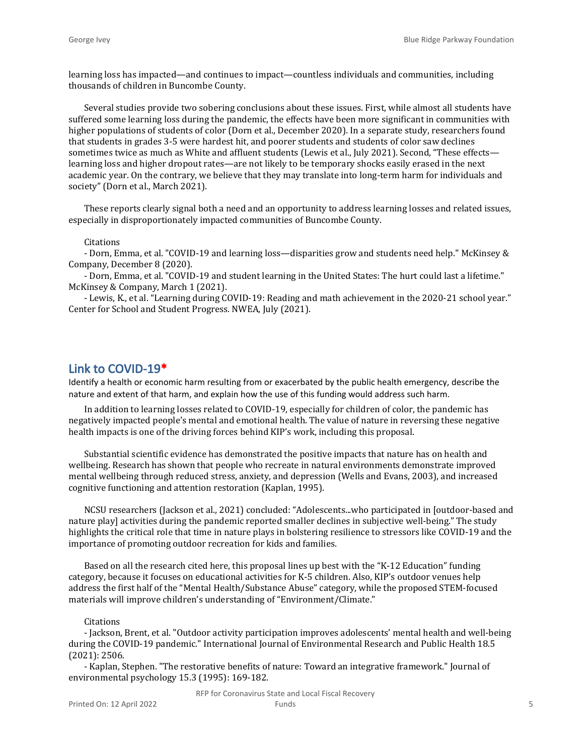learning loss has impacted—and continues to impact—countless individuals and communities, including thousands of children in Buncombe County.

Several studies provide two sobering conclusions about these issues. First, while almost all students have suffered some learning loss during the pandemic, the effects have been more significant in communities with higher populations of students of color (Dorn et al., December 2020). In a separate study, researchers found that students in grades 3-5 were hardest hit, and poorer students and students of color saw declines sometimes twice as much as White and affluent students (Lewis et al., July 2021). Second, "These effects—learning loss and higher dropout rates—are not likely to be temporary shocks easily erased in the next academic year. On the contrary, we believe that they may translate into long-term harm for individuals and society" (Dorn et al., March 2021).

These reports clearly signal both a need and an opportunity to address learning losses and related issues, especially in disproportionately impacted communities of Buncombe County.

Citations

- Dorn, Emma, et al. "COVID-19 and learning loss—disparities grow and students need help." McKinsey & Company, December 8 (2020).
- Dorn, Emma, et al. "COVID-19 and student learning in the United States: The hurt could last a lifetime." McKinsey & Company, March 1 (2021).
- Lewis, K., et al. "Learning during COVID-19: Reading and math achievement in the 2020-21 school year." Center for School and Student Progress. NWEA, July (2021).

## Link to COVID-19*

Identify a health or economic harm resulting from or exacerbated by the public health emergency, describe the nature and extent of that harm, and explain how the use of this funding would address such harm.

In addition to learning losses related to COVID-19, especially for children of color, the pandemic has negatively impacted people's mental and emotional health. The value of nature in reversing these negative health impacts is one of the driving forces behind KIP's work, including this proposal.

Substantial scientific evidence has demonstrated the positive impacts that nature has on health and wellbeing. Research has shown that people who recreate in natural environments demonstrate improved mental wellbeing through reduced stress, anxiety, and depression (Wells and Evans, 2003), and increased cognitive functioning and attention restoration (Kaplan, 1995).

NCSU researchers (Jackson et al., 2021) concluded: "Adolescents...who participated in [outdoor-based and nature play] activities during the pandemic reported smaller declines in subjective well-being." The study highlights the critical role that time in nature plays in bolstering resilience to stressors like COVID-19 and the importance of promoting outdoor recreation for kids and families.

Based on all the research cited here, this proposal lines up best with the "K-12 Education" funding category, because it focuses on educational activities for K-5 children. Also, KIP's outdoor venues help address the first half of the "Mental Health/Substance Abuse" category, while the proposed STEM-focused materials will improve children's understanding of "Environment/Climate."

Citations

- Jackson, Brent, et al. "Outdoor activity participation improves adolescents' mental health and well-being during the COVID-19 pandemic." International Journal of Environmental Research and Public Health 18.5 (2021): 2506.
- Kaplan, Stephen. "The restorative benefits of nature: Toward an integrative framework." Journal of environmental psychology 15.3 (1995): 169-182.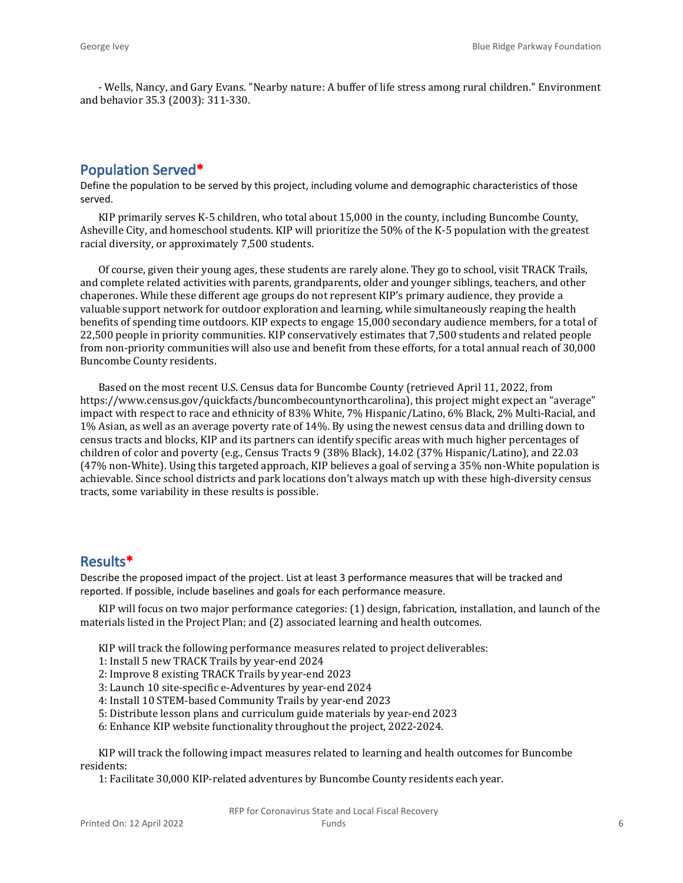- Wells, Nancy, and Gary Evans. "Nearby nature: A buffer of life stress among rural children." Environment and behavior 35.3 (2003): 311-330.

## Population Served*

Define the population to be served by this project, including volume and demographic characteristics of those served.

KIP primarily serves K-5 children, who total about 15,000 in the county, including Buncombe County, Asheville City, and homeschool students. KIP will prioritize the 50% of the K-5 population with the greatest racial diversity, or approximately 7,500 students.

Of course, given their young ages, these students are rarely alone. They go to school, visit TRACK Trails, and complete related activities with parents, grandparents, older and younger siblings, teachers, and other chaperones. While these different age groups do not represent KIP's primary audience, they provide a valuable support network for outdoor exploration and learning, while simultaneously reaping the health benefits of spending time outdoors. KIP expects to engage 15,000 secondary audience members, for a total of 22,500 people in priority communities. KIP conservatively estimates that 7,500 students and related people from non-priority communities will also use and benefit from these efforts, for a total annual reach of 30,000 Buncombe County residents.

Based on the most recent U.S. Census data for Buncombe County (retrieved April 11, 2022, from https://www.census.gov/quickfacts/buncombecountynorthcarolina), this project might expect an "average" impact with respect to race and ethnicity of 83% White, 7% Hispanic/Latino, 6% Black, 2% Multi-Racial, and 1% Asian, as well as an average poverty rate of 14%. By using the newest census data and drilling down to census tracts and blocks, KIP and its partners can identify specific areas with much higher percentages of children of color and poverty (e.g., Census Tracts 9 (38% Black), 14.02 (37% Hispanic/Latino), and 22.03 (47% non-White). Using this targeted approach, KIP believes a goal of serving a 35% non-White population is achievable. Since school districts and park locations don't always match up with these high-diversity census tracts, some variability in these results is possible.

## Results*

Describe the proposed impact of the project. List at least 3 performance measures that will be tracked and reported. If possible, include baselines and goals for each performance measure.

KIP will focus on two major performance categories: (1) design, fabrication, installation, and launch of the materials listed in the Project Plan; and (2) associated learning and health outcomes.

KIP will track the following performance measures related to project deliverables:
1: Install 5 new TRACK Trails by year-end 2024
2: Improve 8 existing TRACK Trails by year-end 2023
3: Launch 10 site-specific e-Adventures by year-end 2024
4: Install 10 STEM-based Community Trails by year-end 2023
5: Distribute lesson plans and curriculum guide materials by year-end 2023
6: Enhance KIP website functionality throughout the project, 2022-2024.

KIP will track the following impact measures related to learning and health outcomes for Buncombe residents:
1: Facilitate 30,000 KIP-related adventures by Buncombe County residents each year.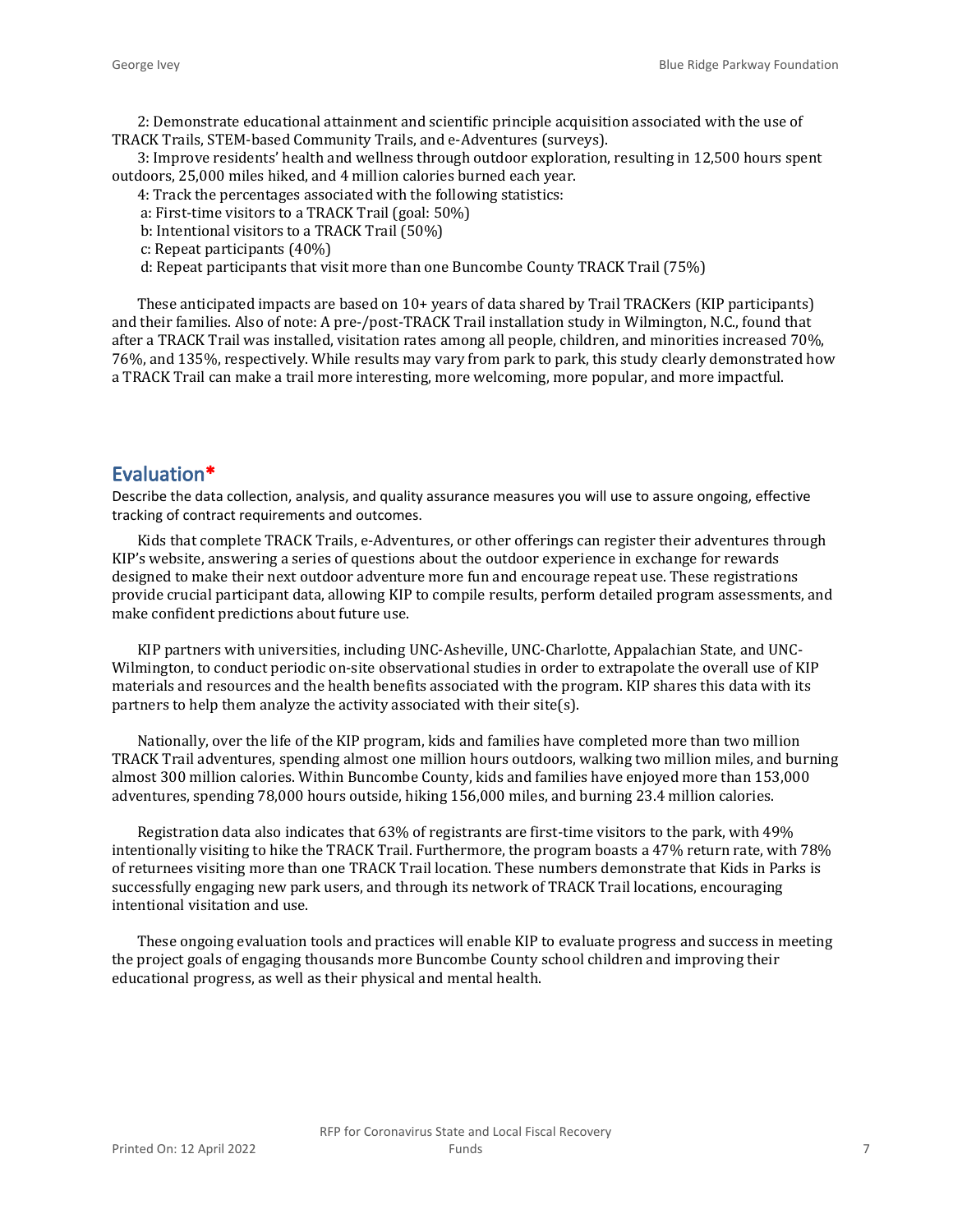2: Demonstrate educational attainment and scientific principle acquisition associated with the use of TRACK Trails, STEM-based Community Trails, and e-Adventures (surveys).

3: Improve residents' health and wellness through outdoor exploration, resulting in 12,500 hours spent outdoors, 25,000 miles hiked, and 4 million calories burned each year.

4: Track the percentages associated with the following statistics:

a: First-time visitors to a TRACK Trail (goal: 50%)

b: Intentional visitors to a TRACK Trail (50%)

c: Repeat participants (40%)

d: Repeat participants that visit more than one Buncombe County TRACK Trail (75%)

These anticipated impacts are based on 10+ years of data shared by Trail TRACKers (KIP participants) and their families. Also of note: A pre-/post-TRACK Trail installation study in Wilmington, N.C., found that after a TRACK Trail was installed, visitation rates among all people, children, and minorities increased 70%, 76%, and 135%, respectively. While results may vary from park to park, this study clearly demonstrated how a TRACK Trail can make a trail more interesting, more welcoming, more popular, and more impactful.

## Evaluation*

Describe the data collection, analysis, and quality assurance measures you will use to assure ongoing, effective tracking of contract requirements and outcomes.

Kids that complete TRACK Trails, e-Adventures, or other offerings can register their adventures through KIP's website, answering a series of questions about the outdoor experience in exchange for rewards designed to make their next outdoor adventure more fun and encourage repeat use. These registrations provide crucial participant data, allowing KIP to compile results, perform detailed program assessments, and make confident predictions about future use.

KIP partners with universities, including UNC-Asheville, UNC-Charlotte, Appalachian State, and UNC-Wilmington, to conduct periodic on-site observational studies in order to extrapolate the overall use of KIP materials and resources and the health benefits associated with the program. KIP shares this data with its partners to help them analyze the activity associated with their site(s).

Nationally, over the life of the KIP program, kids and families have completed more than two million TRACK Trail adventures, spending almost one million hours outdoors, walking two million miles, and burning almost 300 million calories. Within Buncombe County, kids and families have enjoyed more than 153,000 adventures, spending 78,000 hours outside, hiking 156,000 miles, and burning 23.4 million calories.

Registration data also indicates that 63% of registrants are first-time visitors to the park, with 49% intentionally visiting to hike the TRACK Trail. Furthermore, the program boasts a 47% return rate, with 78% of returnees visiting more than one TRACK Trail location. These numbers demonstrate that Kids in Parks is successfully engaging new park users, and through its network of TRACK Trail locations, encouraging intentional visitation and use.

These ongoing evaluation tools and practices will enable KIP to evaluate progress and success in meeting the project goals of engaging thousands more Buncombe County school children and improving their educational progress, as well as their physical and mental health.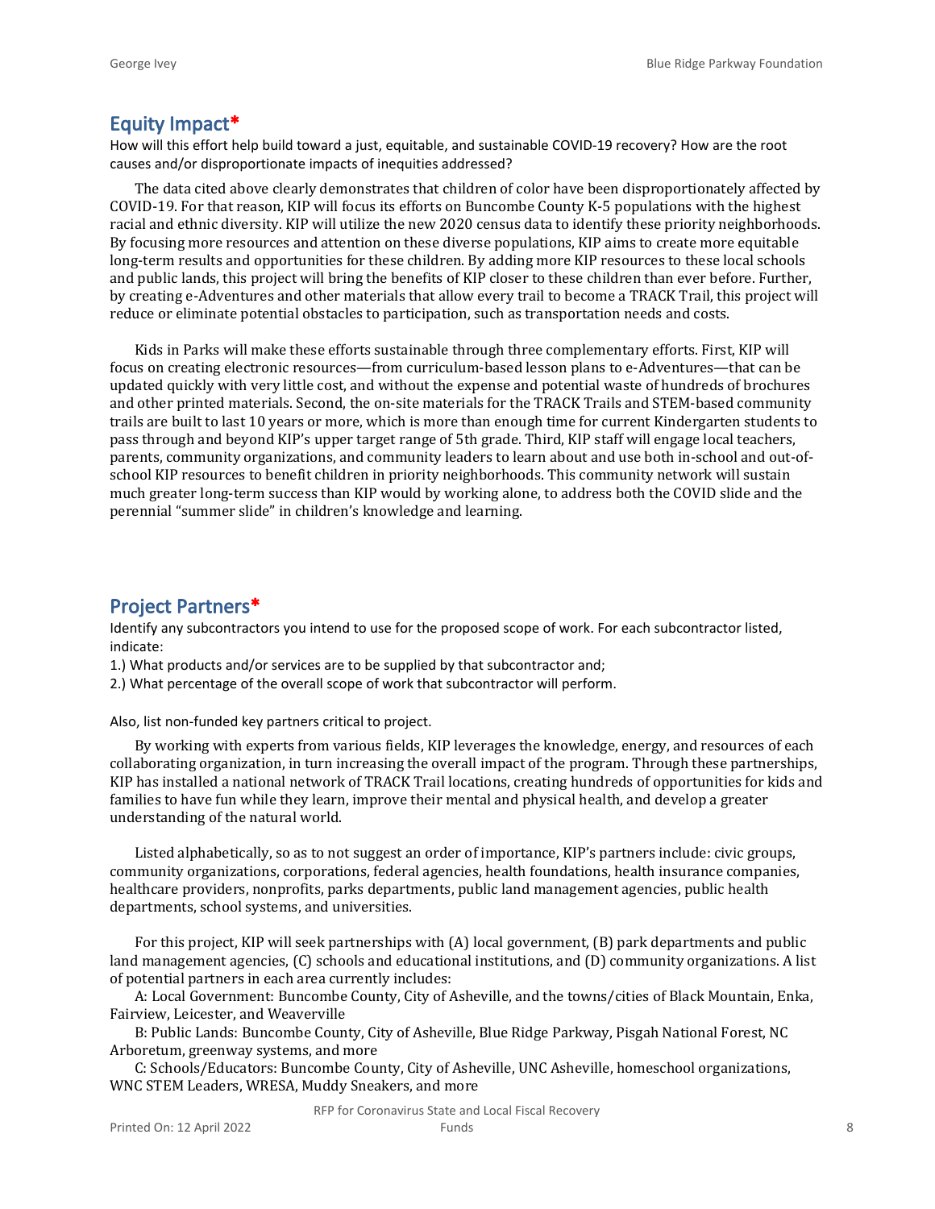## Equity Impact*

How will this effort help build toward a just, equitable, and sustainable COVID-19 recovery? How are the root causes and/or disproportionate impacts of inequities addressed?

The data cited above clearly demonstrates that children of color have been disproportionately affected by COVID-19. For that reason, KIP will focus its efforts on Buncombe County K-5 populations with the highest racial and ethnic diversity. KIP will utilize the new 2020 census data to identify these priority neighborhoods. By focusing more resources and attention on these diverse populations, KIP aims to create more equitable long-term results and opportunities for these children. By adding more KIP resources to these local schools and public lands, this project will bring the benefits of KIP closer to these children than ever before. Further, by creating e-Adventures and other materials that allow every trail to become a TRACK Trail, this project will reduce or eliminate potential obstacles to participation, such as transportation needs and costs.

Kids in Parks will make these efforts sustainable through three complementary efforts. First, KIP will focus on creating electronic resources—from curriculum-based lesson plans to e-Adventures—that can be updated quickly with very little cost, and without the expense and potential waste of hundreds of brochures and other printed materials. Second, the on-site materials for the TRACK Trails and STEM-based community trails are built to last 10 years or more, which is more than enough time for current Kindergarten students to pass through and beyond KIP's upper target range of 5th grade. Third, KIP staff will engage local teachers, parents, community organizations, and community leaders to learn about and use both in-school and out-of-school KIP resources to benefit children in priority neighborhoods. This community network will sustain much greater long-term success than KIP would by working alone, to address both the COVID slide and the perennial "summer slide" in children's knowledge and learning.

## Project Partners*

Identify any subcontractors you intend to use for the proposed scope of work. For each subcontractor listed, indicate:

1.) What products and/or services are to be supplied by that subcontractor and;

2.) What percentage of the overall scope of work that subcontractor will perform.

Also, list non-funded key partners critical to project.

By working with experts from various fields, KIP leverages the knowledge, energy, and resources of each collaborating organization, in turn increasing the overall impact of the program. Through these partnerships, KIP has installed a national network of TRACK Trail locations, creating hundreds of opportunities for kids and families to have fun while they learn, improve their mental and physical health, and develop a greater understanding of the natural world.

Listed alphabetically, so as to not suggest an order of importance, KIP's partners include: civic groups, community organizations, corporations, federal agencies, health foundations, health insurance companies, healthcare providers, nonprofits, parks departments, public land management agencies, public health departments, school systems, and universities.

For this project, KIP will seek partnerships with (A) local government, (B) park departments and public land management agencies, (C) schools and educational institutions, and (D) community organizations. A list of potential partners in each area currently includes:

A: Local Government: Buncombe County, City of Asheville, and the towns/cities of Black Mountain, Enka, Fairview, Leicester, and Weaverville

B: Public Lands: Buncombe County, City of Asheville, Blue Ridge Parkway, Pisgah National Forest, NC Arboretum, greenway systems, and more

C: Schools/Educators: Buncombe County, City of Asheville, UNC Asheville, homeschool organizations, WNC STEM Leaders, WRESA, Muddy Sneakers, and more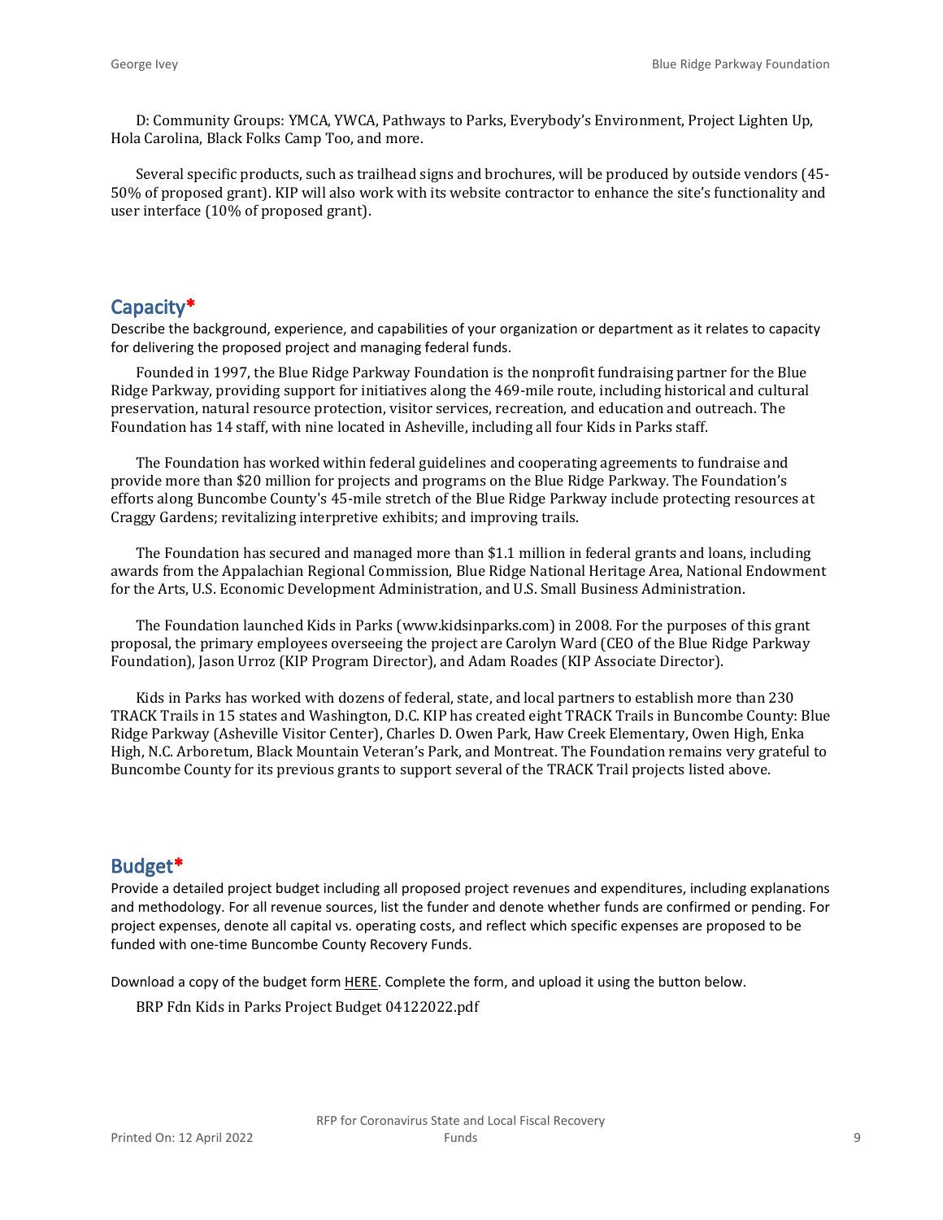D: Community Groups: YMCA, YWCA, Pathways to Parks, Everybody's Environment, Project Lighten Up, Hola Carolina, Black Folks Camp Too, and more.

Several specific products, such as trailhead signs and brochures, will be produced by outside vendors (45-50% of proposed grant). KIP will also work with its website contractor to enhance the site's functionality and user interface (10% of proposed grant).

## Capacity*

Describe the background, experience, and capabilities of your organization or department as it relates to capacity for delivering the proposed project and managing federal funds.

Founded in 1997, the Blue Ridge Parkway Foundation is the nonprofit fundraising partner for the Blue Ridge Parkway, providing support for initiatives along the 469-mile route, including historical and cultural preservation, natural resource protection, visitor services, recreation, and education and outreach. The Foundation has 14 staff, with nine located in Asheville, including all four Kids in Parks staff.

The Foundation has worked within federal guidelines and cooperating agreements to fundraise and provide more than $20 million for projects and programs on the Blue Ridge Parkway. The Foundation's efforts along Buncombe County's 45-mile stretch of the Blue Ridge Parkway include protecting resources at Craggy Gardens; revitalizing interpretive exhibits; and improving trails.

The Foundation has secured and managed more than $1.1 million in federal grants and loans, including awards from the Appalachian Regional Commission, Blue Ridge National Heritage Area, National Endowment for the Arts, U.S. Economic Development Administration, and U.S. Small Business Administration.

The Foundation launched Kids in Parks (www.kidsinparks.com) in 2008. For the purposes of this grant proposal, the primary employees overseeing the project are Carolyn Ward (CEO of the Blue Ridge Parkway Foundation), Jason Urroz (KIP Program Director), and Adam Roades (KIP Associate Director).

Kids in Parks has worked with dozens of federal, state, and local partners to establish more than 230 TRACK Trails in 15 states and Washington, D.C. KIP has created eight TRACK Trails in Buncombe County: Blue Ridge Parkway (Asheville Visitor Center), Charles D. Owen Park, Haw Creek Elementary, Owen High, Enka High, N.C. Arboretum, Black Mountain Veteran's Park, and Montreat. The Foundation remains very grateful to Buncombe County for its previous grants to support several of the TRACK Trail projects listed above.

## Budget*

Provide a detailed project budget including all proposed project revenues and expenditures, including explanations and methodology. For all revenue sources, list the funder and denote whether funds are confirmed or pending. For project expenses, denote all capital vs. operating costs, and reflect which specific expenses are proposed to be funded with one-time Buncombe County Recovery Funds.

Download a copy of the budget form HERE. Complete the form, and upload it using the button below.

BRP Fdn Kids in Parks Project Budget 04122022.pdf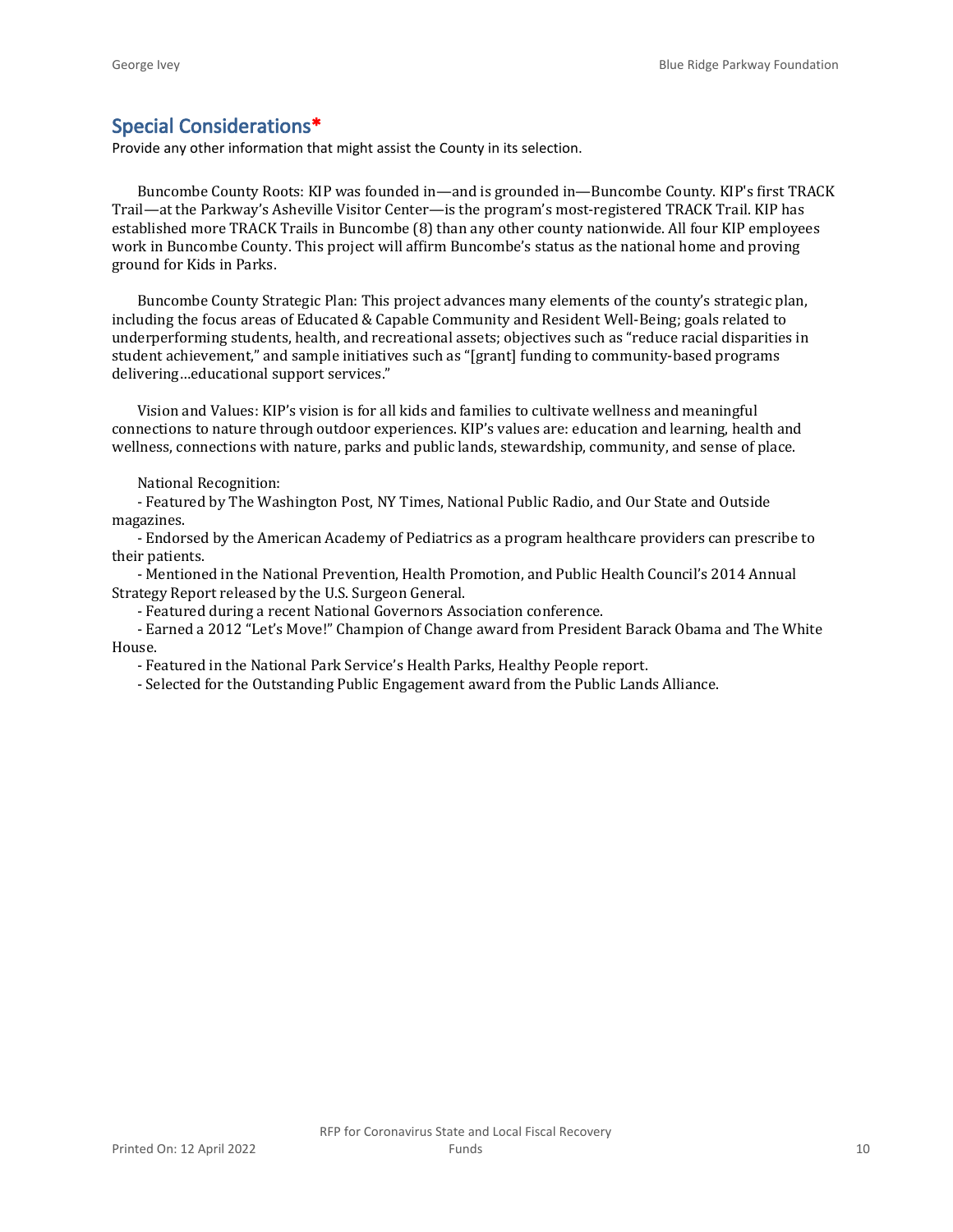## Special Considerations*

Provide any other information that might assist the County in its selection.

Buncombe County Roots: KIP was founded in—and is grounded in—Buncombe County. KIP's first TRACK Trail—at the Parkway's Asheville Visitor Center—is the program's most-registered TRACK Trail. KIP has established more TRACK Trails in Buncombe (8) than any other county nationwide. All four KIP employees work in Buncombe County. This project will affirm Buncombe's status as the national home and proving ground for Kids in Parks.

Buncombe County Strategic Plan: This project advances many elements of the county's strategic plan, including the focus areas of Educated & Capable Community and Resident Well-Being; goals related to underperforming students, health, and recreational assets; objectives such as "reduce racial disparities in student achievement," and sample initiatives such as "[grant] funding to community-based programs delivering…educational support services."

Vision and Values: KIP's vision is for all kids and families to cultivate wellness and meaningful connections to nature through outdoor experiences. KIP's values are: education and learning, health and wellness, connections with nature, parks and public lands, stewardship, community, and sense of place.

National Recognition:

- Featured by The Washington Post, NY Times, National Public Radio, and Our State and Outside magazines.
- Endorsed by the American Academy of Pediatrics as a program healthcare providers can prescribe to their patients.
- Mentioned in the National Prevention, Health Promotion, and Public Health Council's 2014 Annual Strategy Report released by the U.S. Surgeon General.
- Featured during a recent National Governors Association conference.
- Earned a 2012 "Let's Move!" Champion of Change award from President Barack Obama and The White House.
- Featured in the National Park Service's Health Parks, Healthy People report.
- Selected for the Outstanding Public Engagement award from the Public Lands Alliance.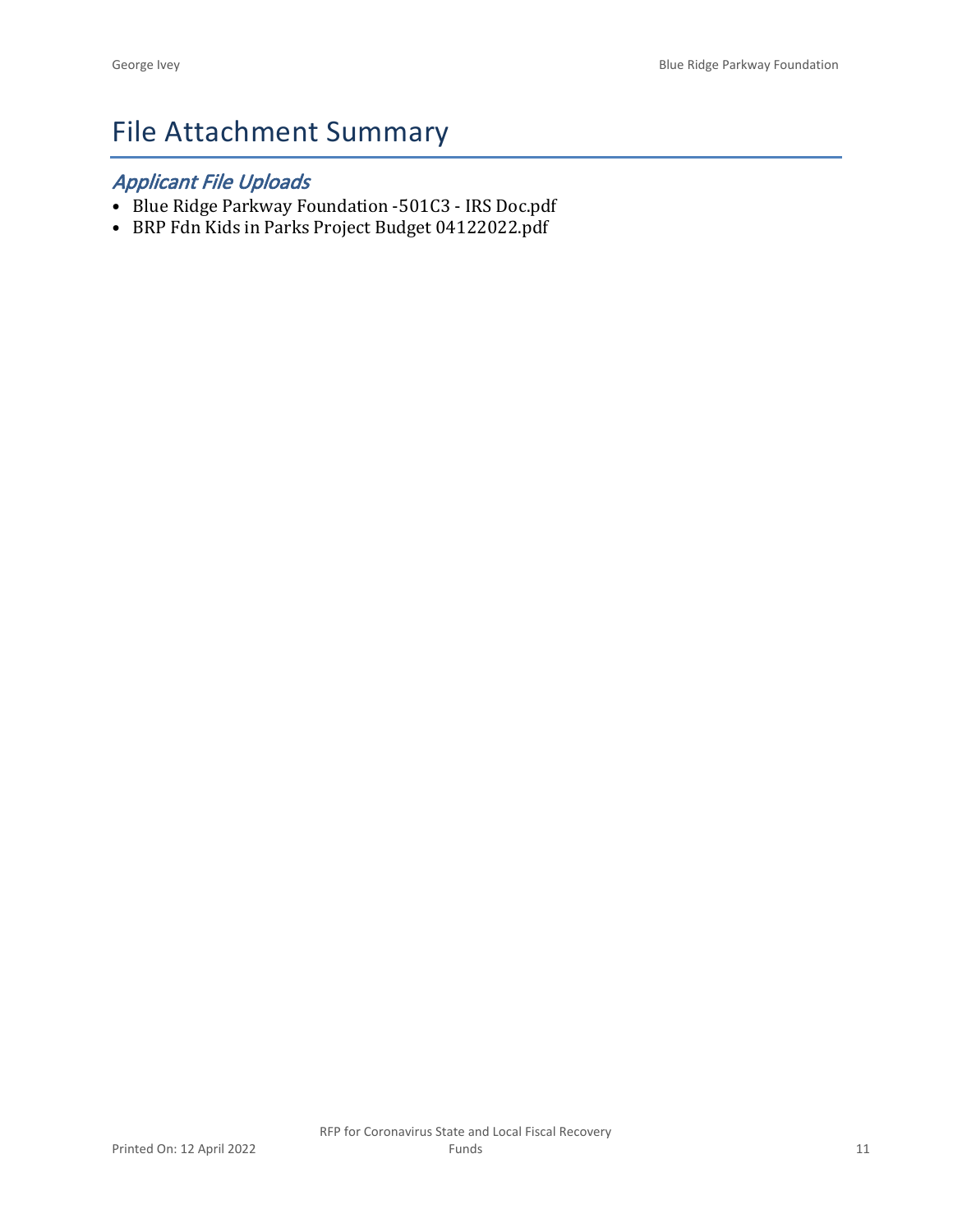# File Attachment Summary

## *Applicant File Uploads*

- Blue Ridge Parkway Foundation -501C3 - IRS Doc.pdf
- BRP Fdn Kids in Parks Project Budget 04122022.pdf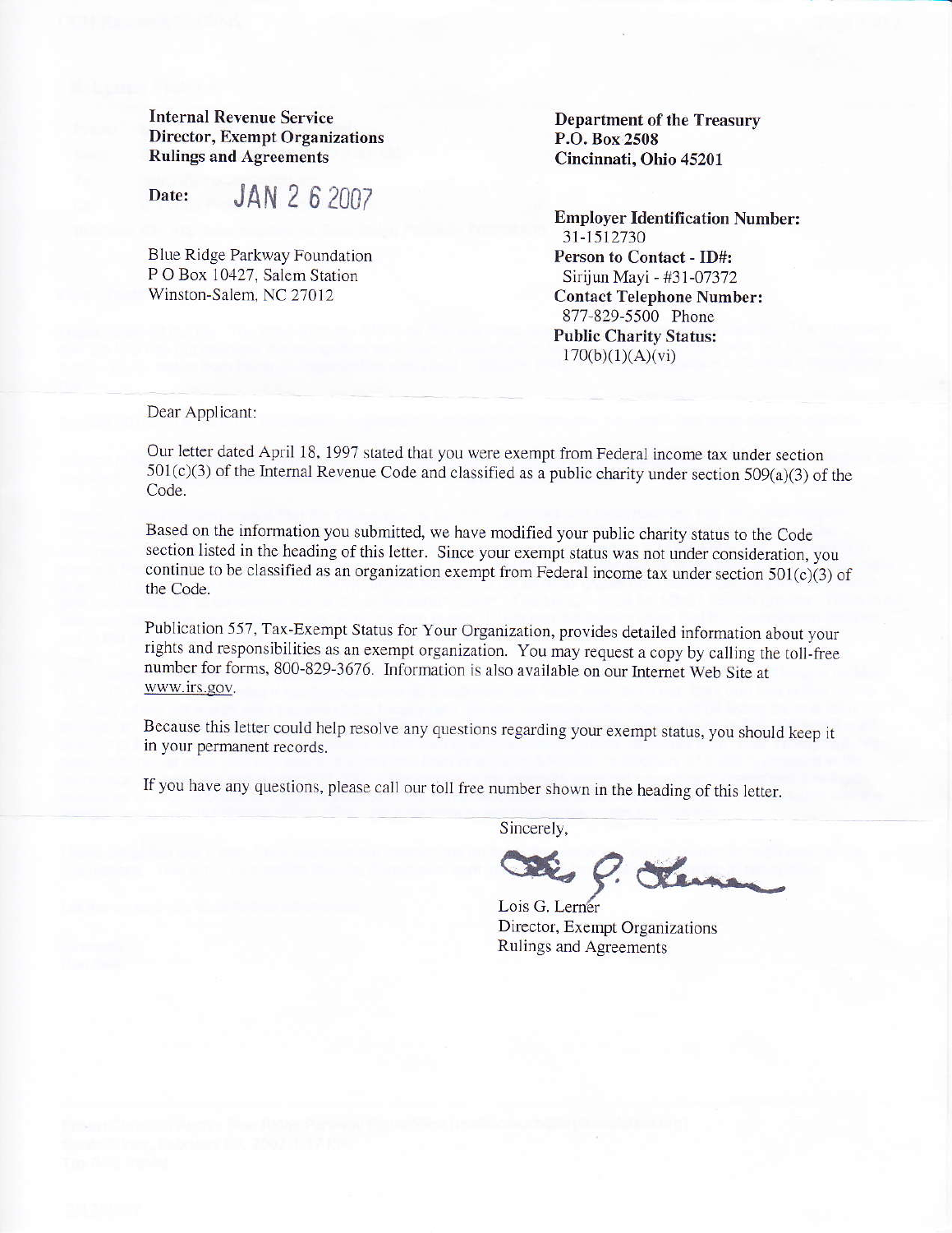**Internal Revenue Service**
**Director, Exempt Organizations**
**Rulings and Agreements**

Date: JAN 2 6 2007

Blue Ridge Parkway Foundation
P O Box 10427, Salem Station
Winston-Salem, NC 27012

**Department of the Treasury**
**P.O. Box 2508**
**Cincinnati, Ohio 45201**

**Employer Identification Number:**
31-1512730
**Person to Contact - ID#:**
Sirijun Mayi - #31-07372
**Contact Telephone Number:**
877-829-5500 Phone
**Public Charity Status:**
170(b)(1)(A)(vi)

Dear Applicant:

Our letter dated April 18, 1997 stated that you were exempt from Federal income tax under section 501(c)(3) of the Internal Revenue Code and classified as a public charity under section 509(a)(3) of the Code.

Based on the information you submitted, we have modified your public charity status to the Code section listed in the heading of this letter. Since your exempt status was not under consideration, you continue to be classified as an organization exempt from Federal income tax under section 501(c)(3) of the Code.

Publication 557, Tax-Exempt Status for Your Organization, provides detailed information about your rights and responsibilities as an exempt organization. You may request a copy by calling the toll-free number for forms, 800-829-3676. Information is also available on our Internet Web Site at www.irs.gov.

Because this letter could help resolve any questions regarding your exempt status, you should keep it in your permanent records.

If you have any questions, please call our toll free number shown in the heading of this letter.

Sincerely,

Lois G. Lerner
Director, Exempt Organizations
Rulings and Agreements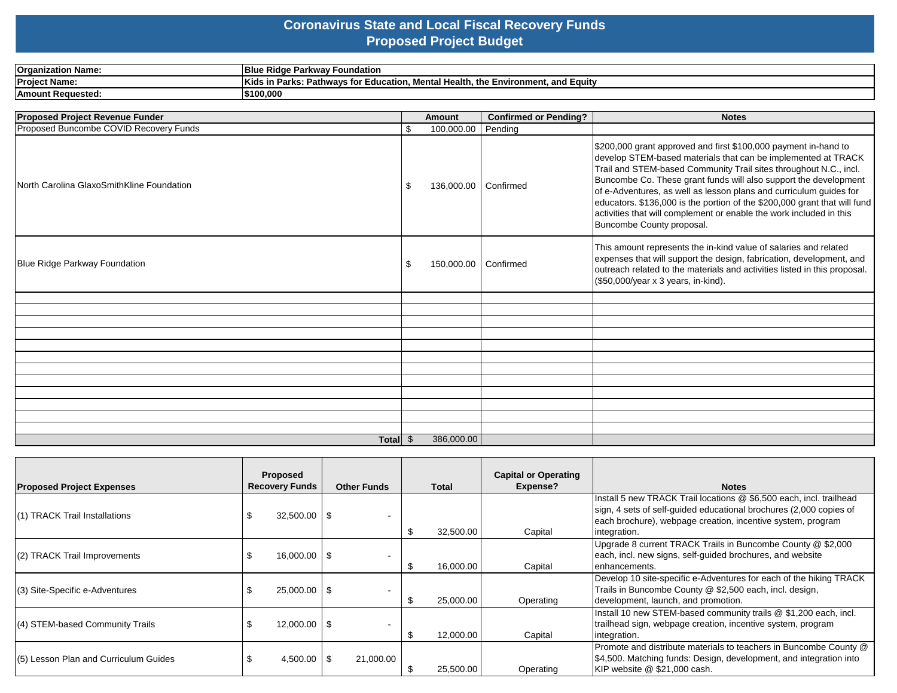# Coronavirus State and Local Fiscal Recovery Funds
## Proposed Project Budget

| | |
|---|---|
| **Organization Name:** | **Blue Ridge Parkway Foundation** |
| **Project Name:** | **Kids in Parks: Pathways for Education, Mental Health, the Environment, and Equity** |
| **Amount Requested:** | **$100,000** |

| Proposed Project Revenue Funder | Amount | Confirmed or Pending? | Notes |
|---|---|---|---|
| Proposed Buncombe COVID Recovery Funds | $ 100,000.00 | Pending | |
| North Carolina GlaxoSmithKline Foundation | $ 136,000.00 | Confirmed | $200,000 grant approved and first $100,000 payment in-hand to develop STEM-based materials that can be implemented at TRACK Trail and STEM-based Community Trail sites throughout N.C., incl. Buncombe Co. These grant funds will also support the development of e-Adventures, as well as lesson plans and curriculum guides for educators. $136,000 is the portion of the $200,000 grant that will fund activities that will complement or enable the work included in this Buncombe County proposal. |
| Blue Ridge Parkway Foundation | $ 150,000.00 | Confirmed | This amount represents the in-kind value of salaries and related expenses that will support the design, fabrication, development, and outreach related to the materials and activities listed in this proposal. ($50,000/year x 3 years, in-kind). |
| | | | |
| | | | |
| | | | |
| | | | |
| | | | |
| | | | |
| | | | |
| | | | |
| | | | |
| | | | |
| | | | |
| | | | |
| **Total** | $ 386,000.00 | | |

| Proposed Project Expenses | Proposed Recovery Funds | Other Funds | Total | Capital or Operating Expense? | Notes |
|---|---|---|---|---|---|
| (1) TRACK Trail Installations | $ 32,500.00 | $ - | $ 32,500.00 | Capital | Install 5 new TRACK Trail locations @ $6,500 each, incl. trailhead sign, 4 sets of self-guided educational brochures (2,000 copies of each brochure), webpage creation, incentive system, program integration. |
| (2) TRACK Trail Improvements | $ 16,000.00 | $ - | $ 16,000.00 | Capital | Upgrade 8 current TRACK Trails in Buncombe County @ $2,000 each, incl. new signs, self-guided brochures, and website enhancements. |
| (3) Site-Specific e-Adventures | $ 25,000.00 | $ - | $ 25,000.00 | Operating | Develop 10 site-specific e-Adventures for each of the hiking TRACK Trails in Buncombe County @ $2,500 each, incl. design, development, launch, and promotion. |
| (4) STEM-based Community Trails | $ 12,000.00 | $ - | $ 12,000.00 | Capital | Install 10 new STEM-based community trails @ $1,200 each, incl. trailhead sign, webpage creation, incentive system, program integration. |
| (5) Lesson Plan and Curriculum Guides | $ 4,500.00 | $ 21,000.00 | $ 25,500.00 | Operating | Promote and distribute materials to teachers in Buncombe County @ $4,500. Matching funds: Design, development, and integration into KIP website @ $21,000 cash. |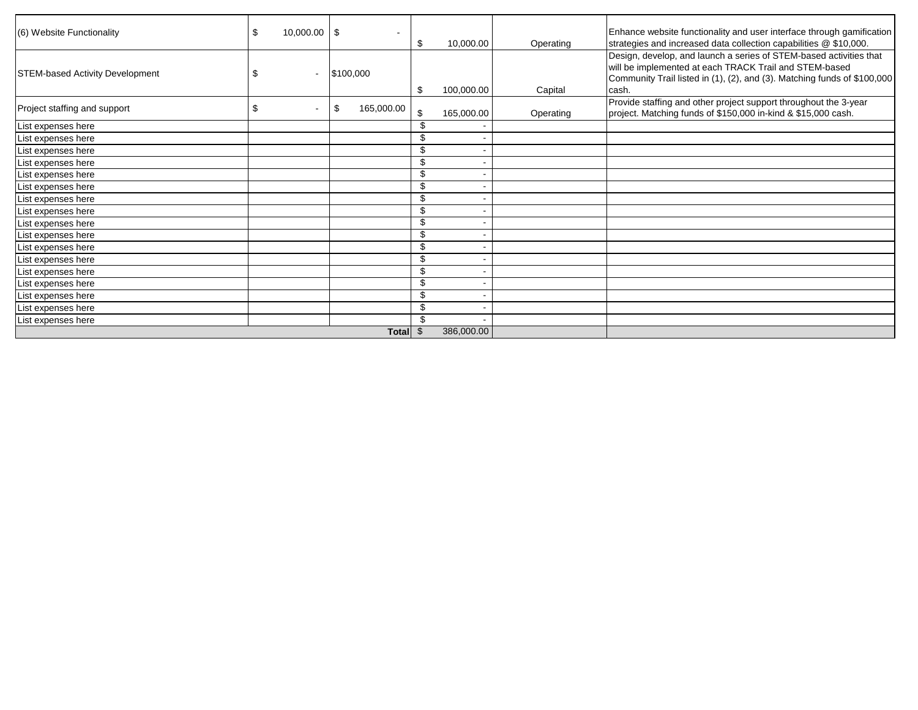| | | | | | |
|---|---|---|---|---|---|
| (6) Website Functionality | $ 10,000.00 | $ - | $ 10,000.00 | Operating | Enhance website functionality and user interface through gamification strategies and increased data collection capabilities @ $10,000. |
| STEM-based Activity Development | $ - | $100,000 | $ 100,000.00 | Capital | Design, develop, and launch a series of STEM-based activities that will be implemented at each TRACK Trail and STEM-based Community Trail listed in (1), (2), and (3). Matching funds of $100,000 cash. |
| Project staffing and support | $ - | $ 165,000.00 | $ 165,000.00 | Operating | Provide staffing and other project support throughout the 3-year project. Matching funds of $150,000 in-kind & $15,000 cash. |
| List expenses here | | | $ - | | |
| List expenses here | | | $ - | | |
| List expenses here | | | $ - | | |
| List expenses here | | | $ - | | |
| List expenses here | | | $ - | | |
| List expenses here | | | $ - | | |
| List expenses here | | | $ - | | |
| List expenses here | | | $ - | | |
| List expenses here | | | $ - | | |
| List expenses here | | | $ - | | |
| List expenses here | | | $ - | | |
| List expenses here | | | $ - | | |
| List expenses here | | | $ - | | |
| List expenses here | | | $ - | | |
| List expenses here | | | $ - | | |
| List expenses here | | | $ - | | |
| List expenses here | | | $ - | | |
| | | **Total** | $ 386,000.00 | | |